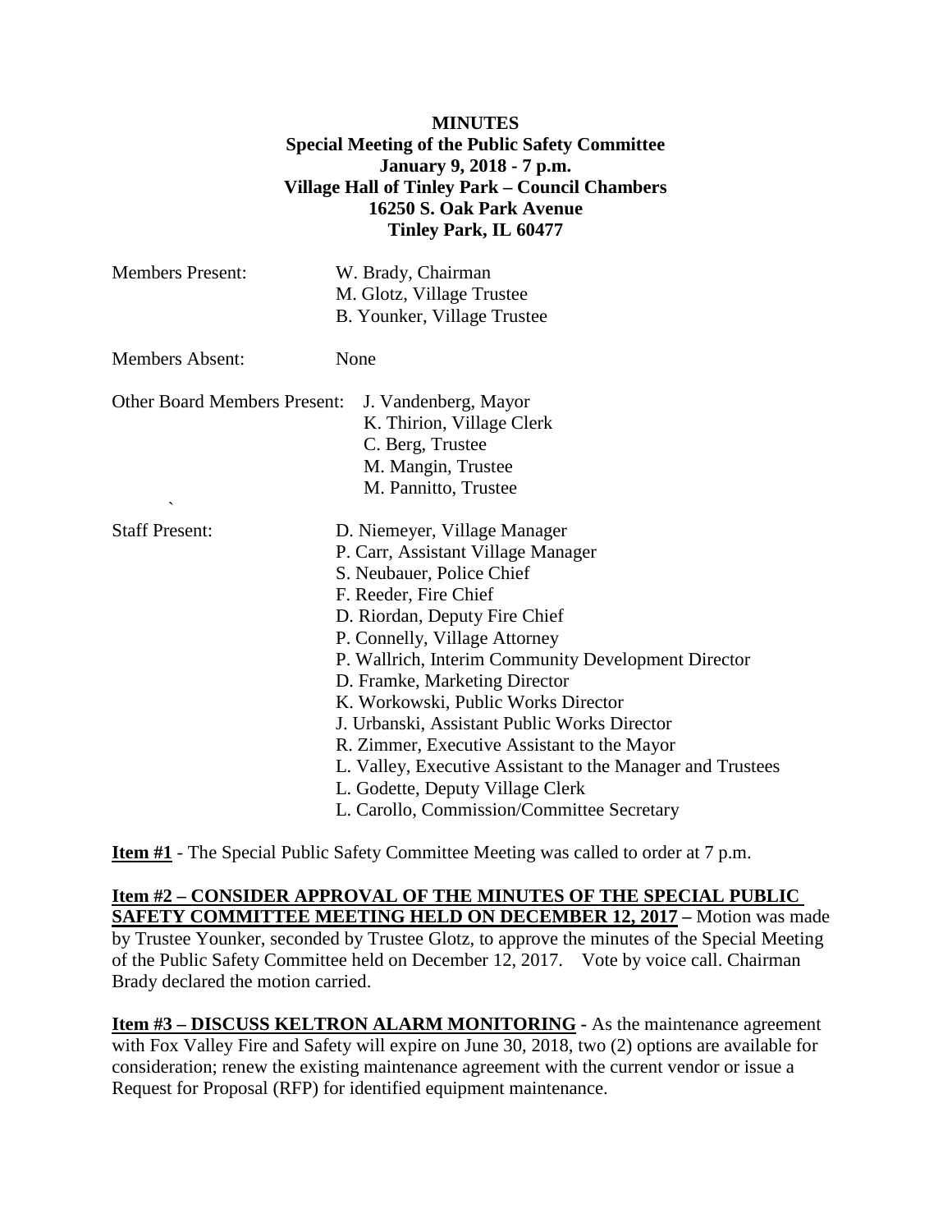**MINUTES**
**Special Meeting of the Public Safety Committee**
**January 9, 2018 - 7 p.m.**
**Village Hall of Tinley Park – Council Chambers**
**16250 S. Oak Park Avenue**
**Tinley Park, IL 60477**

Members Present: W. Brady, Chairman
M. Glotz, Village Trustee
B. Younker, Village Trustee

Members Absent: None

Other Board Members Present: J. Vandenberg, Mayor
K. Thirion, Village Clerk
C. Berg, Trustee
M. Mangin, Trustee
M. Pannitto, Trustee

Staff Present: D. Niemeyer, Village Manager
P. Carr, Assistant Village Manager
S. Neubauer, Police Chief
F. Reeder, Fire Chief
D. Riordan, Deputy Fire Chief
P. Connelly, Village Attorney
P. Wallrich, Interim Community Development Director
D. Framke, Marketing Director
K. Workowski, Public Works Director
J. Urbanski, Assistant Public Works Director
R. Zimmer, Executive Assistant to the Mayor
L. Valley, Executive Assistant to the Manager and Trustees
L. Godette, Deputy Village Clerk
L. Carollo, Commission/Committee Secretary

**Item #1** - The Special Public Safety Committee Meeting was called to order at 7 p.m.

**Item #2 – CONSIDER APPROVAL OF THE MINUTES OF THE SPECIAL PUBLIC SAFETY COMMITTEE MEETING HELD ON DECEMBER 12, 2017 –** Motion was made by Trustee Younker, seconded by Trustee Glotz, to approve the minutes of the Special Meeting of the Public Safety Committee held on December 12, 2017. Vote by voice call. Chairman Brady declared the motion carried.

**Item #3 – DISCUSS KELTRON ALARM MONITORING -** As the maintenance agreement with Fox Valley Fire and Safety will expire on June 30, 2018, two (2) options are available for consideration; renew the existing maintenance agreement with the current vendor or issue a Request for Proposal (RFP) for identified equipment maintenance.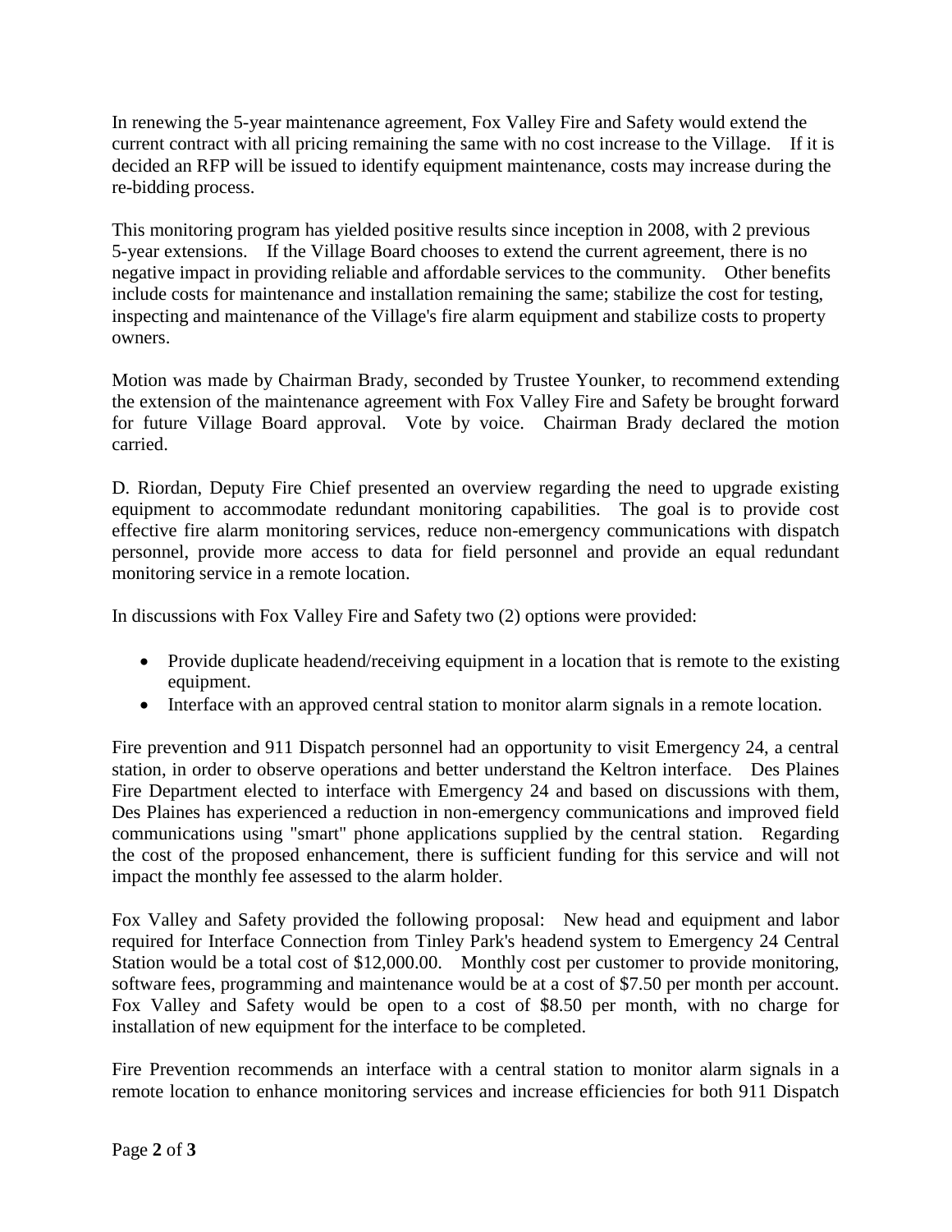In renewing the 5-year maintenance agreement, Fox Valley Fire and Safety would extend the current contract with all pricing remaining the same with no cost increase to the Village. If it is decided an RFP will be issued to identify equipment maintenance, costs may increase during the re-bidding process.

This monitoring program has yielded positive results since inception in 2008, with 2 previous 5-year extensions. If the Village Board chooses to extend the current agreement, there is no negative impact in providing reliable and affordable services to the community. Other benefits include costs for maintenance and installation remaining the same; stabilize the cost for testing, inspecting and maintenance of the Village's fire alarm equipment and stabilize costs to property owners.

Motion was made by Chairman Brady, seconded by Trustee Younker, to recommend extending the extension of the maintenance agreement with Fox Valley Fire and Safety be brought forward for future Village Board approval. Vote by voice. Chairman Brady declared the motion carried.

D. Riordan, Deputy Fire Chief presented an overview regarding the need to upgrade existing equipment to accommodate redundant monitoring capabilities. The goal is to provide cost effective fire alarm monitoring services, reduce non-emergency communications with dispatch personnel, provide more access to data for field personnel and provide an equal redundant monitoring service in a remote location.

In discussions with Fox Valley Fire and Safety two (2) options were provided:

- Provide duplicate headend/receiving equipment in a location that is remote to the existing equipment.
- Interface with an approved central station to monitor alarm signals in a remote location.

Fire prevention and 911 Dispatch personnel had an opportunity to visit Emergency 24, a central station, in order to observe operations and better understand the Keltron interface. Des Plaines Fire Department elected to interface with Emergency 24 and based on discussions with them, Des Plaines has experienced a reduction in non-emergency communications and improved field communications using "smart" phone applications supplied by the central station. Regarding the cost of the proposed enhancement, there is sufficient funding for this service and will not impact the monthly fee assessed to the alarm holder.

Fox Valley and Safety provided the following proposal: New head and equipment and labor required for Interface Connection from Tinley Park's headend system to Emergency 24 Central Station would be a total cost of $12,000.00. Monthly cost per customer to provide monitoring, software fees, programming and maintenance would be at a cost of $7.50 per month per account. Fox Valley and Safety would be open to a cost of $8.50 per month, with no charge for installation of new equipment for the interface to be completed.

Fire Prevention recommends an interface with a central station to monitor alarm signals in a remote location to enhance monitoring services and increase efficiencies for both 911 Dispatch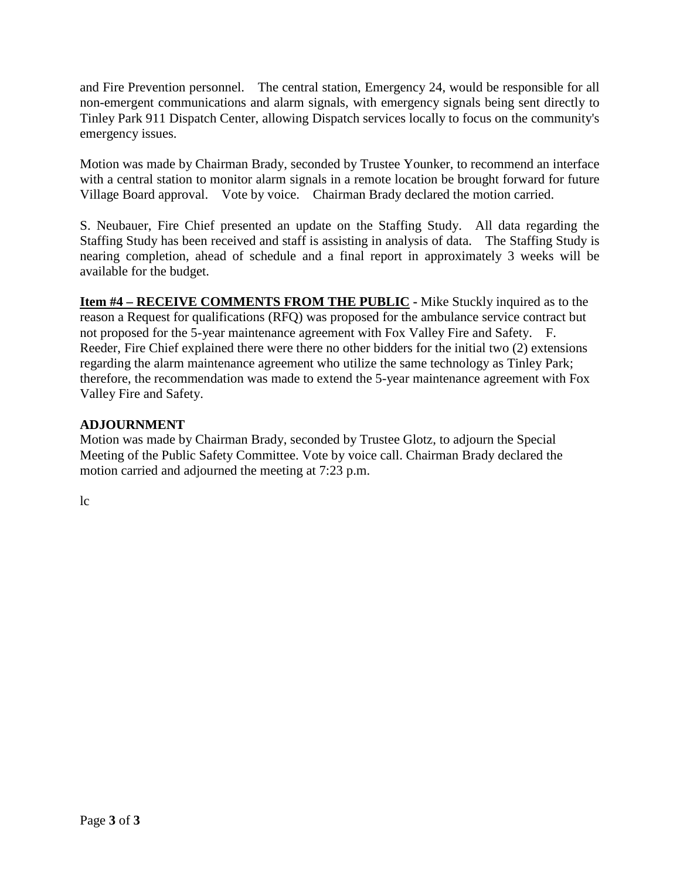and Fire Prevention personnel. The central station, Emergency 24, would be responsible for all non-emergent communications and alarm signals, with emergency signals being sent directly to Tinley Park 911 Dispatch Center, allowing Dispatch services locally to focus on the community's emergency issues.

Motion was made by Chairman Brady, seconded by Trustee Younker, to recommend an interface with a central station to monitor alarm signals in a remote location be brought forward for future Village Board approval. Vote by voice. Chairman Brady declared the motion carried.

S. Neubauer, Fire Chief presented an update on the Staffing Study. All data regarding the Staffing Study has been received and staff is assisting in analysis of data. The Staffing Study is nearing completion, ahead of schedule and a final report in approximately 3 weeks will be available for the budget.

**Item #4 – RECEIVE COMMENTS FROM THE PUBLIC -** Mike Stuckly inquired as to the reason a Request for qualifications (RFQ) was proposed for the ambulance service contract but not proposed for the 5-year maintenance agreement with Fox Valley Fire and Safety. F. Reeder, Fire Chief explained there were there no other bidders for the initial two (2) extensions regarding the alarm maintenance agreement who utilize the same technology as Tinley Park; therefore, the recommendation was made to extend the 5-year maintenance agreement with Fox Valley Fire and Safety.

**ADJOURNMENT**

Motion was made by Chairman Brady, seconded by Trustee Glotz, to adjourn the Special Meeting of the Public Safety Committee. Vote by voice call. Chairman Brady declared the motion carried and adjourned the meeting at 7:23 p.m.

lc